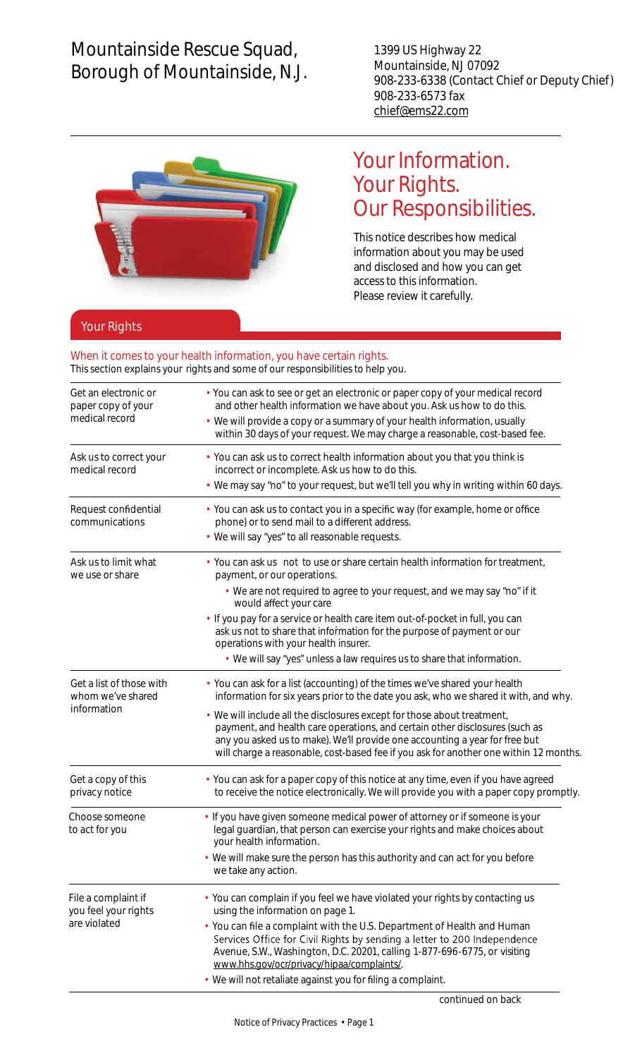# Mountainside Rescue Squad, Borough of Mountainside, N.J.

1399 US Highway 22
Mountainside, NJ 07092
908-233-6338 (Contact Chief or Deputy Chief)
908-233-6573 fax
chief@ems22.com

## Your Information. Your Rights. Our Responsibilities.

This notice describes how medical information about you may be used and disclosed and how you can get access to this information. Please review it carefully.

## Your Rights

**When it comes to your health information, you have certain rights.**
This section explains your rights and some of our responsibilities to help you.

| | |
|---|---|
| Get an electronic or paper copy of your medical record | • You can ask to see or get an electronic or paper copy of your medical record and other health information we have about you. Ask us how to do this.<br>• We will provide a copy or a summary of your health information, usually within 30 days of your request. We may charge a reasonable, cost-based fee. |
| Ask us to correct your medical record | • You can ask us to correct health information about you that you think is incorrect or incomplete. Ask us how to do this.<br>• We may say "no" to your request, but we'll tell you why in writing within 60 days. |
| Request confidential communications | • You can ask us to contact you in a specific way (for example, home or office phone) or to send mail to a different address.<br>• We will say "yes" to all reasonable requests. |
| Ask us to limit what we use or share | • You can ask us not to use or share certain health information for treatment, payment, or our operations.<br>  • We are not required to agree to your request, and we may say "no" if it would affect your care<br>• If you pay for a service or health care item out-of-pocket in full, you can ask us not to share that information for the purpose of payment or our operations with your health insurer.<br>  • We will say "yes" unless a law requires us to share that information. |
| Get a list of those with whom we've shared information | • You can ask for a list (accounting) of the times we've shared your health information for six years prior to the date you ask, who we shared it with, and why.<br>• We will include all the disclosures except for those about treatment, payment, and health care operations, and certain other disclosures (such as any you asked us to make). We'll provide one accounting a year for free but will charge a reasonable, cost-based fee if you ask for another one within 12 months. |
| Get a copy of this privacy notice | • You can ask for a paper copy of this notice at any time, even if you have agreed to receive the notice electronically. We will provide you with a paper copy promptly. |
| Choose someone to act for you | • If you have given someone medical power of attorney or if someone is your legal guardian, that person can exercise your rights and make choices about your health information.<br>• We will make sure the person has this authority and can act for you before we take any action. |
| File a complaint if you feel your rights are violated | • You can complain if you feel we have violated your rights by contacting us using the information on page 1.<br>• You can file a complaint with the U.S. Department of Health and Human Services Office for Civil Rights by sending a letter to 200 Independence Avenue, S.W., Washington, D.C. 20201, calling 1-877-696-6775, or visiting www.hhs.gov/ocr/privacy/hipaa/complaints/.<br>• We will not retaliate against you for filing a complaint. |

continued on back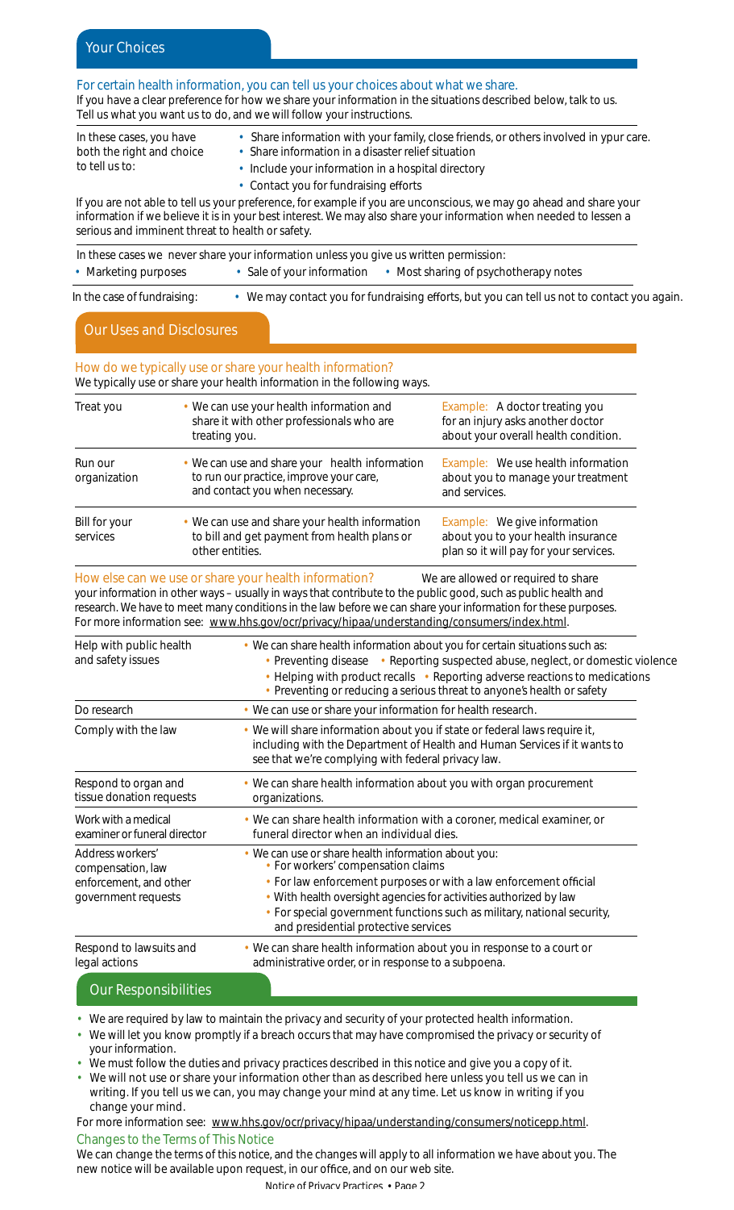## Your Choices

### For certain health information, you can tell us your choices about what we share.

If you have a clear preference for how we share your information in the situations described below, talk to us. Tell us what you want us to do, and we will follow your instructions.

In these cases, you have both the right and choice to tell us to:

- Share information with your family, close friends, or others involved in ypur care.
- Share information in a disaster relief situation
- Include your information in a hospital directory
- Contact you for fundraising efforts

If you are not able to tell us your preference, for example if you are unconscious, we may go ahead and share your information if we believe it is in your best interest. We may also share your information when needed to lessen a serious and imminent threat to health or safety.

In these cases we never share your information unless you give us written permission:

- Marketing purposes
- Sale of your information
- Most sharing of psychotherapy notes

In the case of fundraising:

- We may contact you for fundraising efforts, but you can tell us not to contact you again.

## Our Uses and Disclosures

### How do we typically use or share your health information?

We typically use or share your health information in the following ways.

| | | |
|---|---|---|
| Treat you | • We can use your health information and share it with other professionals who are treating you. | Example: A doctor treating you for an injury asks another doctor about your overall health condition. |
| Run our organization | • We can use and share your health information to run our practice, improve your care, and contact you when necessary. | Example: We use health information about you to manage your treatment and services. |
| Bill for your services | • We can use and share your health information to bill and get payment from health plans or other entities. | Example: We give information about you to your health insurance plan so it will pay for your services. |

### How else can we use or share your health information?

We are allowed or required to share your information in other ways – usually in ways that contribute to the public good, such as public health and research. We have to meet many conditions in the law before we can share your information for these purposes. For more information see: www.hhs.gov/ocr/privacy/hipaa/understanding/consumers/index.html.

| | |
|---|---|
| Help with public health and safety issues | • We can share health information about you for certain situations such as: • Preventing disease • Reporting suspected abuse, neglect, or domestic violence • Helping with product recalls • Reporting adverse reactions to medications • Preventing or reducing a serious threat to anyone's health or safety |
| Do research | • We can use or share your information for health research. |
| Comply with the law | • We will share information about you if state or federal laws require it, including with the Department of Health and Human Services if it wants to see that we're complying with federal privacy law. |
| Respond to organ and tissue donation requests | • We can share health information about you with organ procurement organizations. |
| Work with a medical examiner or funeral director | • We can share health information with a coroner, medical examiner, or funeral director when an individual dies. |
| Address workers' compensation, law enforcement, and other government requests | • We can use or share health information about you: • For workers' compensation claims • For law enforcement purposes or with a law enforcement official • With health oversight agencies for activities authorized by law • For special government functions such as military, national security, and presidential protective services |
| Respond to lawsuits and legal actions | • We can share health information about you in response to a court or administrative order, or in response to a subpoena. |

## Our Responsibilities

- We are required by law to maintain the privacy and security of your protected health information.
- We will let you know promptly if a breach occurs that may have compromised the privacy or security of your information.
- We must follow the duties and privacy practices described in this notice and give you a copy of it.
- We will not use or share your information other than as described here unless you tell us we can in writing. If you tell us we can, you may change your mind at any time. Let us know in writing if you change your mind.

For more information see: www.hhs.gov/ocr/privacy/hipaa/understanding/consumers/noticepp.html.

### Changes to the Terms of This Notice

We can change the terms of this notice, and the changes will apply to all information we have about you. The new notice will be available upon request, in our office, and on our web site.